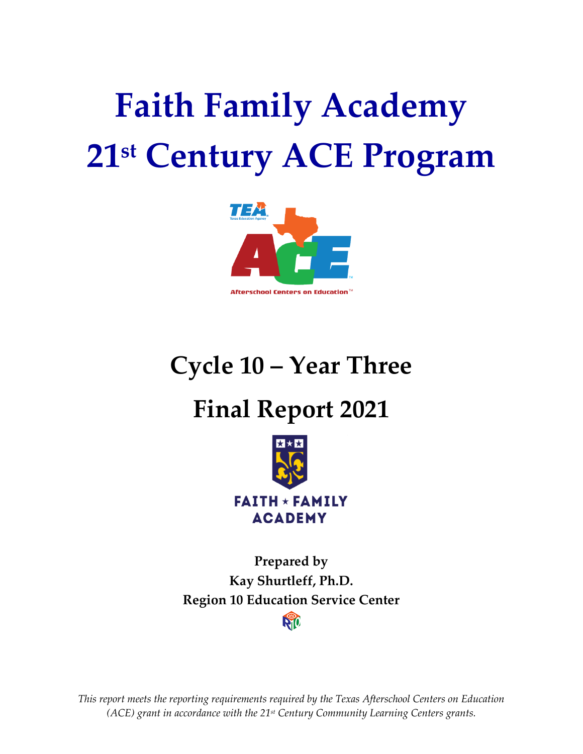# Faith Family Academy
# 21st Century ACE Program

## Cycle 10 – Year Three

## Final Report 2021

**Prepared by**
**Kay Shurtleff, Ph.D.**
**Region 10 Education Service Center**

*This report meets the reporting requirements required by the Texas Afterschool Centers on Education (ACE) grant in accordance with the 21st Century Community Learning Centers grants.*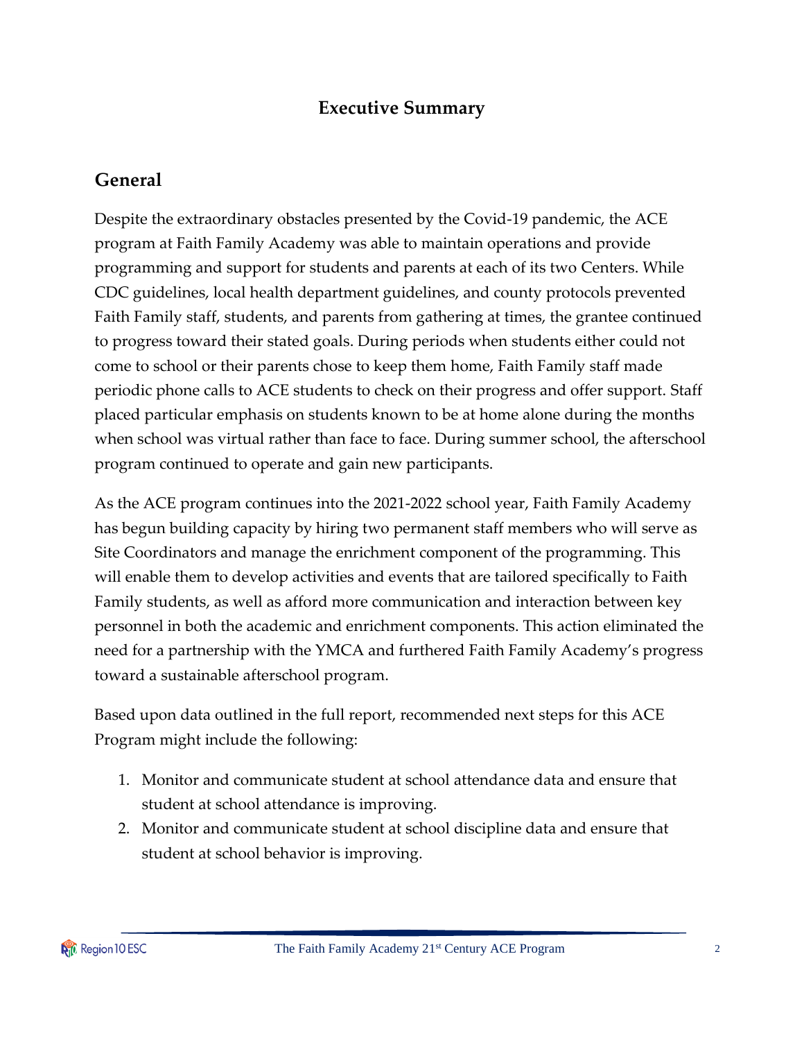# Executive Summary

## General

Despite the extraordinary obstacles presented by the Covid-19 pandemic, the ACE program at Faith Family Academy was able to maintain operations and provide programming and support for students and parents at each of its two Centers. While CDC guidelines, local health department guidelines, and county protocols prevented Faith Family staff, students, and parents from gathering at times, the grantee continued to progress toward their stated goals. During periods when students either could not come to school or their parents chose to keep them home, Faith Family staff made periodic phone calls to ACE students to check on their progress and offer support. Staff placed particular emphasis on students known to be at home alone during the months when school was virtual rather than face to face. During summer school, the afterschool program continued to operate and gain new participants.

As the ACE program continues into the 2021-2022 school year, Faith Family Academy has begun building capacity by hiring two permanent staff members who will serve as Site Coordinators and manage the enrichment component of the programming. This will enable them to develop activities and events that are tailored specifically to Faith Family students, as well as afford more communication and interaction between key personnel in both the academic and enrichment components. This action eliminated the need for a partnership with the YMCA and furthered Faith Family Academy's progress toward a sustainable afterschool program.

Based upon data outlined in the full report, recommended next steps for this ACE Program might include the following:

1. Monitor and communicate student at school attendance data and ensure that student at school attendance is improving.
2. Monitor and communicate student at school discipline data and ensure that student at school behavior is improving.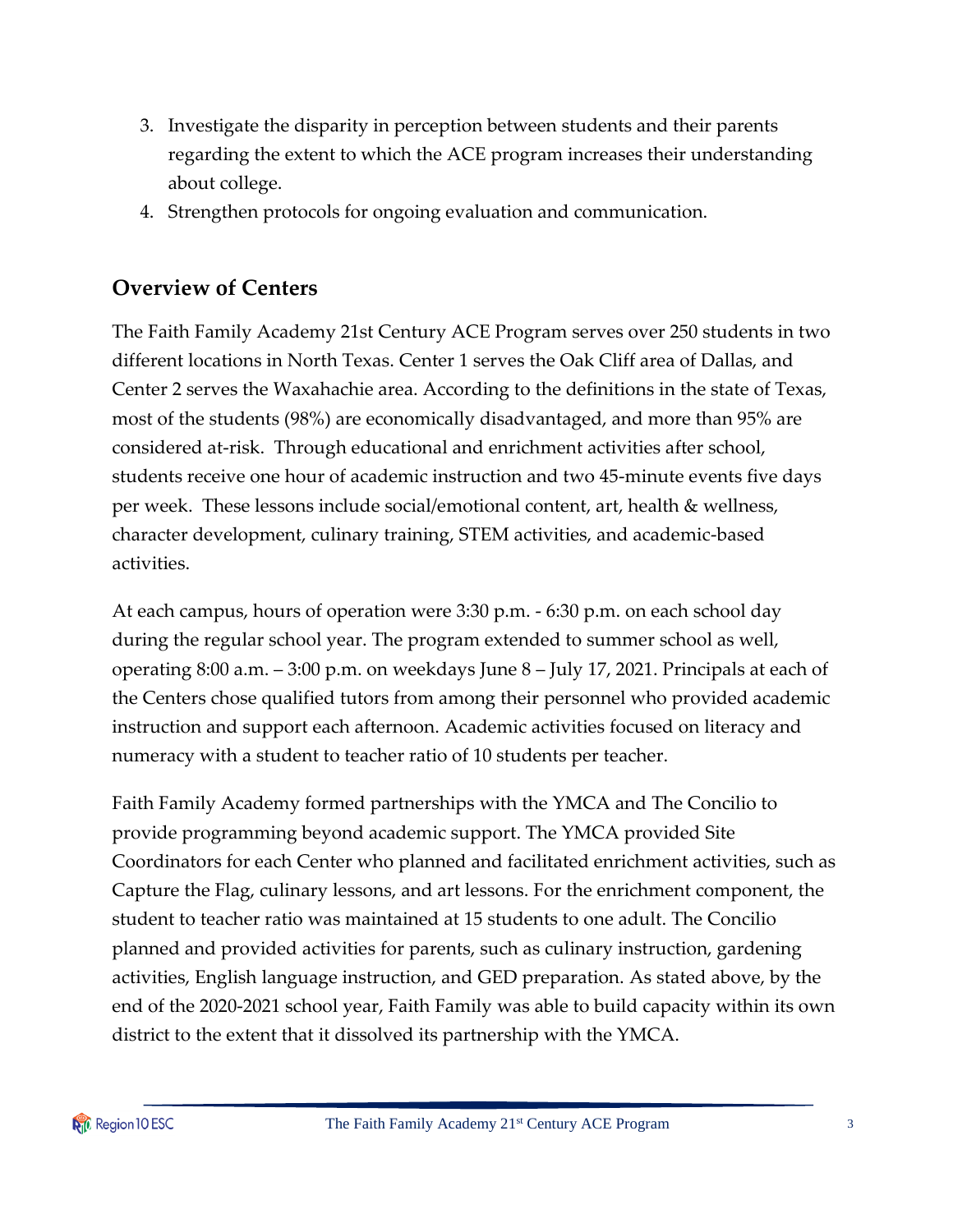3. Investigate the disparity in perception between students and their parents regarding the extent to which the ACE program increases their understanding about college.
4. Strengthen protocols for ongoing evaluation and communication.

## Overview of Centers

The Faith Family Academy 21st Century ACE Program serves over 250 students in two different locations in North Texas. Center 1 serves the Oak Cliff area of Dallas, and Center 2 serves the Waxahachie area. According to the definitions in the state of Texas, most of the students (98%) are economically disadvantaged, and more than 95% are considered at-risk. Through educational and enrichment activities after school, students receive one hour of academic instruction and two 45-minute events five days per week. These lessons include social/emotional content, art, health & wellness, character development, culinary training, STEM activities, and academic-based activities.

At each campus, hours of operation were 3:30 p.m. - 6:30 p.m. on each school day during the regular school year. The program extended to summer school as well, operating 8:00 a.m. – 3:00 p.m. on weekdays June 8 – July 17, 2021. Principals at each of the Centers chose qualified tutors from among their personnel who provided academic instruction and support each afternoon. Academic activities focused on literacy and numeracy with a student to teacher ratio of 10 students per teacher.

Faith Family Academy formed partnerships with the YMCA and The Concilio to provide programming beyond academic support. The YMCA provided Site Coordinators for each Center who planned and facilitated enrichment activities, such as Capture the Flag, culinary lessons, and art lessons. For the enrichment component, the student to teacher ratio was maintained at 15 students to one adult. The Concilio planned and provided activities for parents, such as culinary instruction, gardening activities, English language instruction, and GED preparation. As stated above, by the end of the 2020-2021 school year, Faith Family was able to build capacity within its own district to the extent that it dissolved its partnership with the YMCA.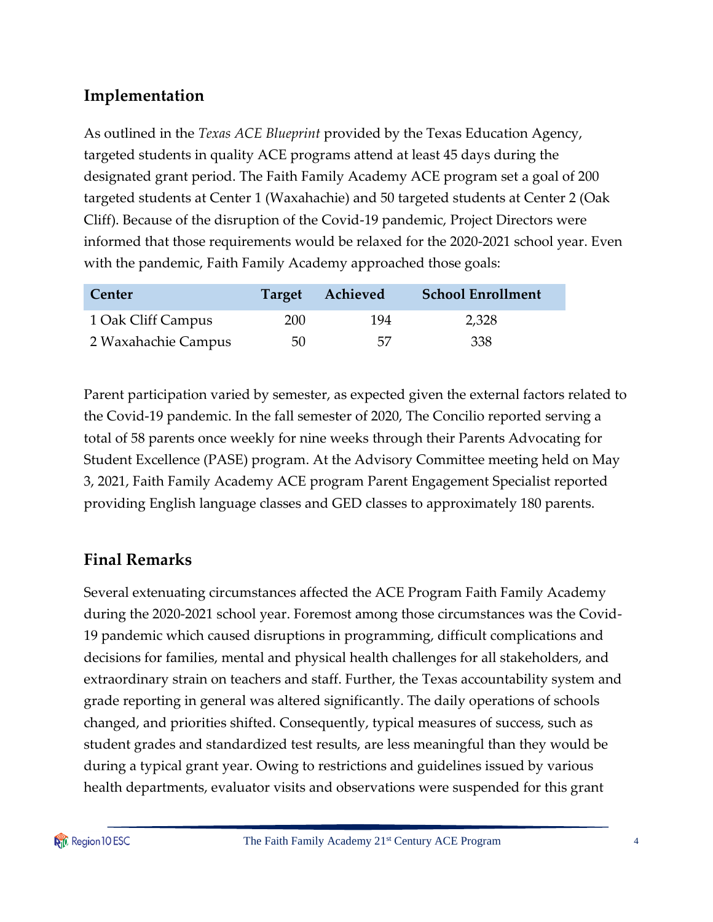## Implementation

As outlined in the *Texas ACE Blueprint* provided by the Texas Education Agency, targeted students in quality ACE programs attend at least 45 days during the designated grant period. The Faith Family Academy ACE program set a goal of 200 targeted students at Center 1 (Waxahachie) and 50 targeted students at Center 2 (Oak Cliff). Because of the disruption of the Covid-19 pandemic, Project Directors were informed that those requirements would be relaxed for the 2020-2021 school year. Even with the pandemic, Faith Family Academy approached those goals:

| Center | Target | Achieved | School Enrollment |
|---|---|---|---|
| 1 Oak Cliff Campus | 200 | 194 | 2,328 |
| 2 Waxahachie Campus | 50 | 57 | 338 |

Parent participation varied by semester, as expected given the external factors related to the Covid-19 pandemic. In the fall semester of 2020, The Concilio reported serving a total of 58 parents once weekly for nine weeks through their Parents Advocating for Student Excellence (PASE) program. At the Advisory Committee meeting held on May 3, 2021, Faith Family Academy ACE program Parent Engagement Specialist reported providing English language classes and GED classes to approximately 180 parents.

## Final Remarks

Several extenuating circumstances affected the ACE Program Faith Family Academy during the 2020-2021 school year. Foremost among those circumstances was the Covid-19 pandemic which caused disruptions in programming, difficult complications and decisions for families, mental and physical health challenges for all stakeholders, and extraordinary strain on teachers and staff. Further, the Texas accountability system and grade reporting in general was altered significantly. The daily operations of schools changed, and priorities shifted. Consequently, typical measures of success, such as student grades and standardized test results, are less meaningful than they would be during a typical grant year. Owing to restrictions and guidelines issued by various health departments, evaluator visits and observations were suspended for this grant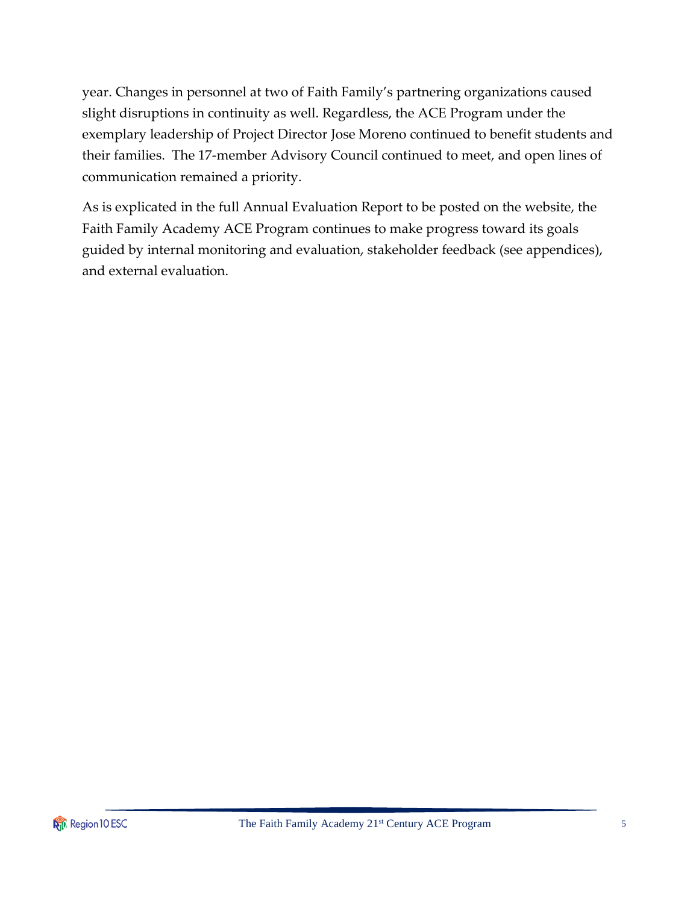year. Changes in personnel at two of Faith Family's partnering organizations caused slight disruptions in continuity as well. Regardless, the ACE Program under the exemplary leadership of Project Director Jose Moreno continued to benefit students and their families. The 17-member Advisory Council continued to meet, and open lines of communication remained a priority.

As is explicated in the full Annual Evaluation Report to be posted on the website, the Faith Family Academy ACE Program continues to make progress toward its goals guided by internal monitoring and evaluation, stakeholder feedback (see appendices), and external evaluation.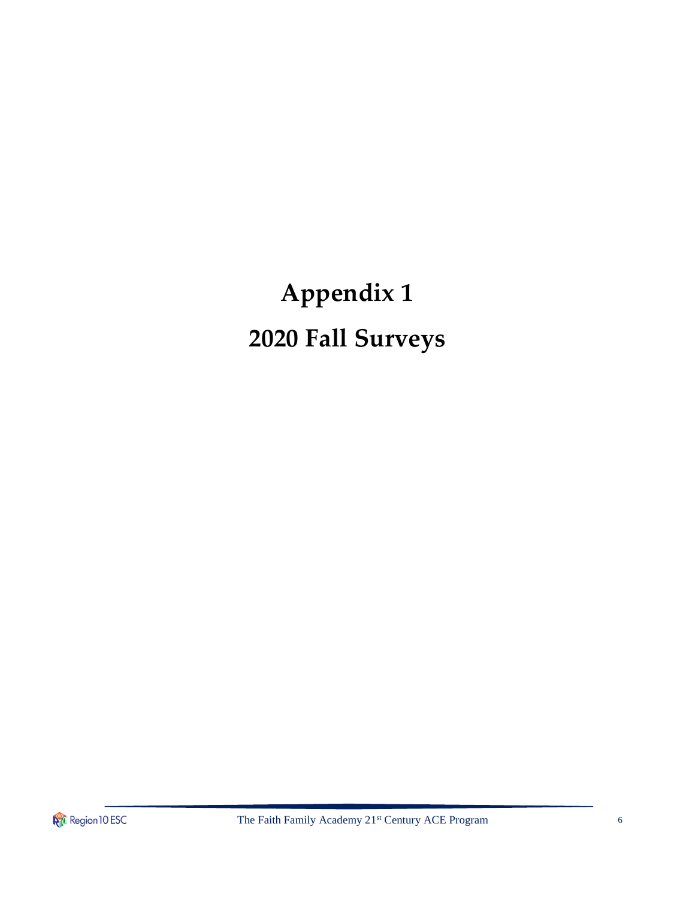# Appendix 1

# 2020 Fall Surveys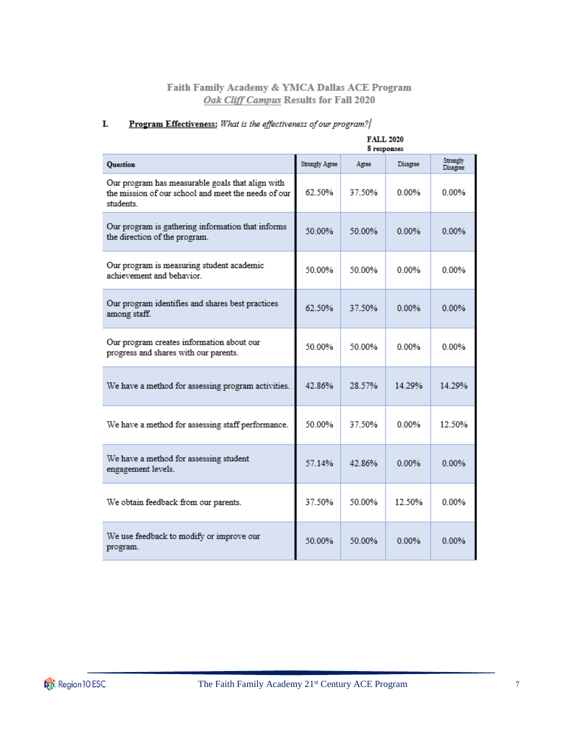# Faith Family Academy & YMCA Dallas ACE Program

## *Oak Cliff Campus* Results for Fall 2020

### I. Program Effectiveness: *What is the effectiveness of our program?*

**FALL 2020**
**8 responses**

| Question | Strongly Agree | Agree | Disagree | Strongly Disagree |
|---|---|---|---|---|
| Our program has measurable goals that align with the mission of our school and meet the needs of our students. | 62.50% | 37.50% | 0.00% | 0.00% |
| Our program is gathering information that informs the direction of the program. | 50.00% | 50.00% | 0.00% | 0.00% |
| Our program is measuring student academic achievement and behavior. | 50.00% | 50.00% | 0.00% | 0.00% |
| Our program identifies and shares best practices among staff. | 62.50% | 37.50% | 0.00% | 0.00% |
| Our program creates information about our progress and shares with our parents. | 50.00% | 50.00% | 0.00% | 0.00% |
| We have a method for assessing program activities. | 42.86% | 28.57% | 14.29% | 14.29% |
| We have a method for assessing staff performance. | 50.00% | 37.50% | 0.00% | 12.50% |
| We have a method for assessing student engagement levels. | 57.14% | 42.86% | 0.00% | 0.00% |
| We obtain feedback from our parents. | 37.50% | 50.00% | 12.50% | 0.00% |
| We use feedback to modify or improve our program. | 50.00% | 50.00% | 0.00% | 0.00% |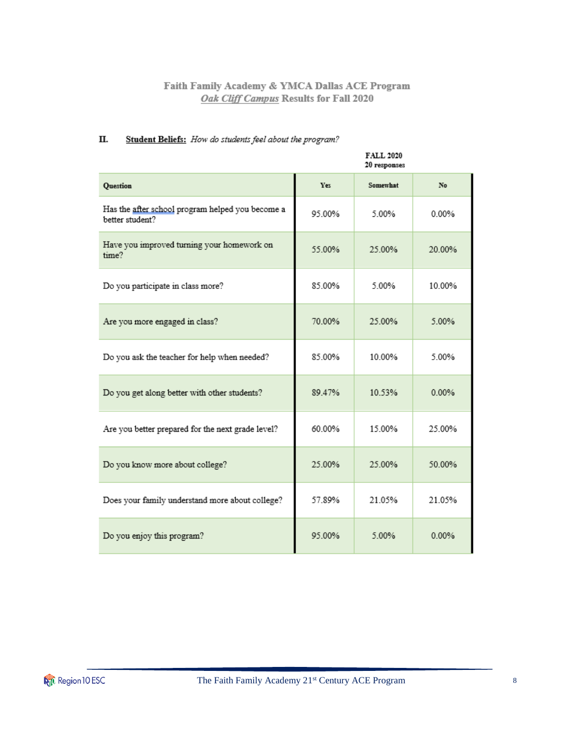# Faith Family Academy & YMCA Dallas ACE Program
## *Oak Cliff Campus* Results for Fall 2020

### II. **Student Beliefs:** *How do students feel about the program?*

| | FALL 2020 20 responses | | |
|---|---|---|---|
| **Question** | **Yes** | **Somewhat** | **No** |
| Has the after school program helped you become a better student? | 95.00% | 5.00% | 0.00% |
| Have you improved turning your homework on time? | 55.00% | 25.00% | 20.00% |
| Do you participate in class more? | 85.00% | 5.00% | 10.00% |
| Are you more engaged in class? | 70.00% | 25.00% | 5.00% |
| Do you ask the teacher for help when needed? | 85.00% | 10.00% | 5.00% |
| Do you get along better with other students? | 89.47% | 10.53% | 0.00% |
| Are you better prepared for the next grade level? | 60.00% | 15.00% | 25.00% |
| Do you know more about college? | 25.00% | 25.00% | 50.00% |
| Does your family understand more about college? | 57.89% | 21.05% | 21.05% |
| Do you enjoy this program? | 95.00% | 5.00% | 0.00% |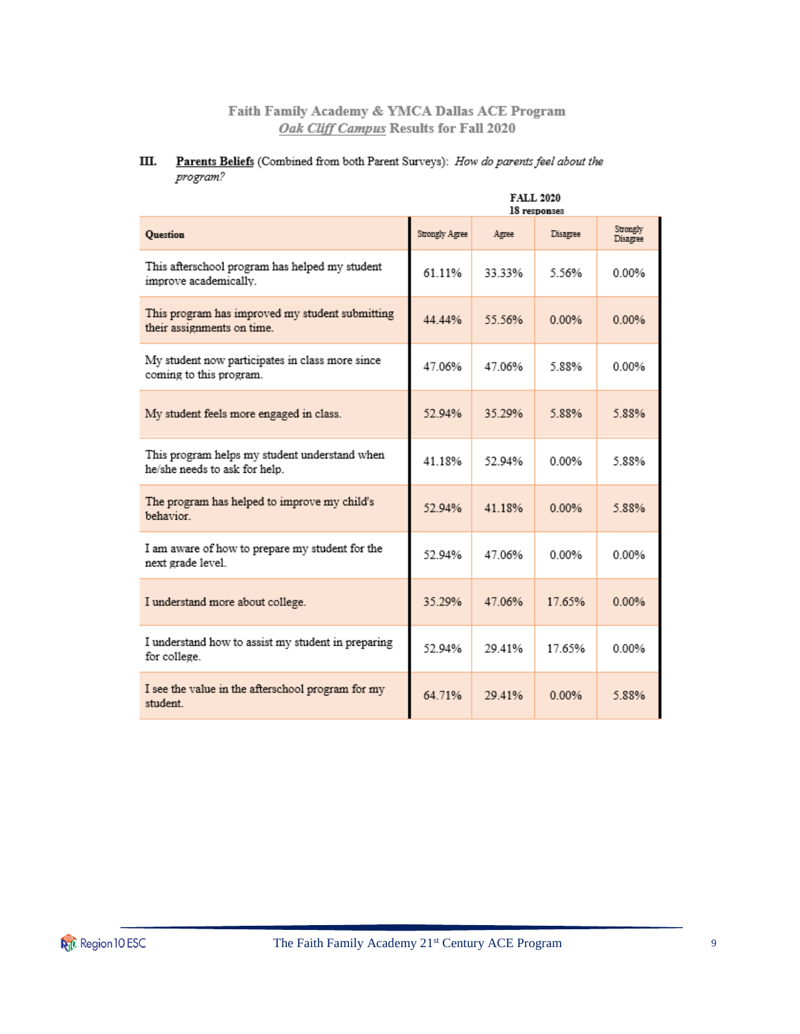**Faith Family Academy & YMCA Dallas ACE Program**
***Oak Cliff Campus*** **Results for Fall 2020**

**III. Parents Beliefs** (Combined from both Parent Surveys): *How do parents feel about the program?*

| | FALL 2020 18 responses | | | |
|---|---|---|---|---|
| **Question** | Strongly Agree | Agree | Disagree | Strongly Disagree |
| This afterschool program has helped my student improve academically. | 61.11% | 33.33% | 5.56% | 0.00% |
| This program has improved my student submitting their assignments on time. | 44.44% | 55.56% | 0.00% | 0.00% |
| My student now participates in class more since coming to this program. | 47.06% | 47.06% | 5.88% | 0.00% |
| My student feels more engaged in class. | 52.94% | 35.29% | 5.88% | 5.88% |
| This program helps my student understand when he/she needs to ask for help. | 41.18% | 52.94% | 0.00% | 5.88% |
| The program has helped to improve my child's behavior. | 52.94% | 41.18% | 0.00% | 5.88% |
| I am aware of how to prepare my student for the next grade level. | 52.94% | 47.06% | 0.00% | 0.00% |
| I understand more about college. | 35.29% | 47.06% | 17.65% | 0.00% |
| I understand how to assist my student in preparing for college. | 52.94% | 29.41% | 17.65% | 0.00% |
| I see the value in the afterschool program for my student. | 64.71% | 29.41% | 0.00% | 5.88% |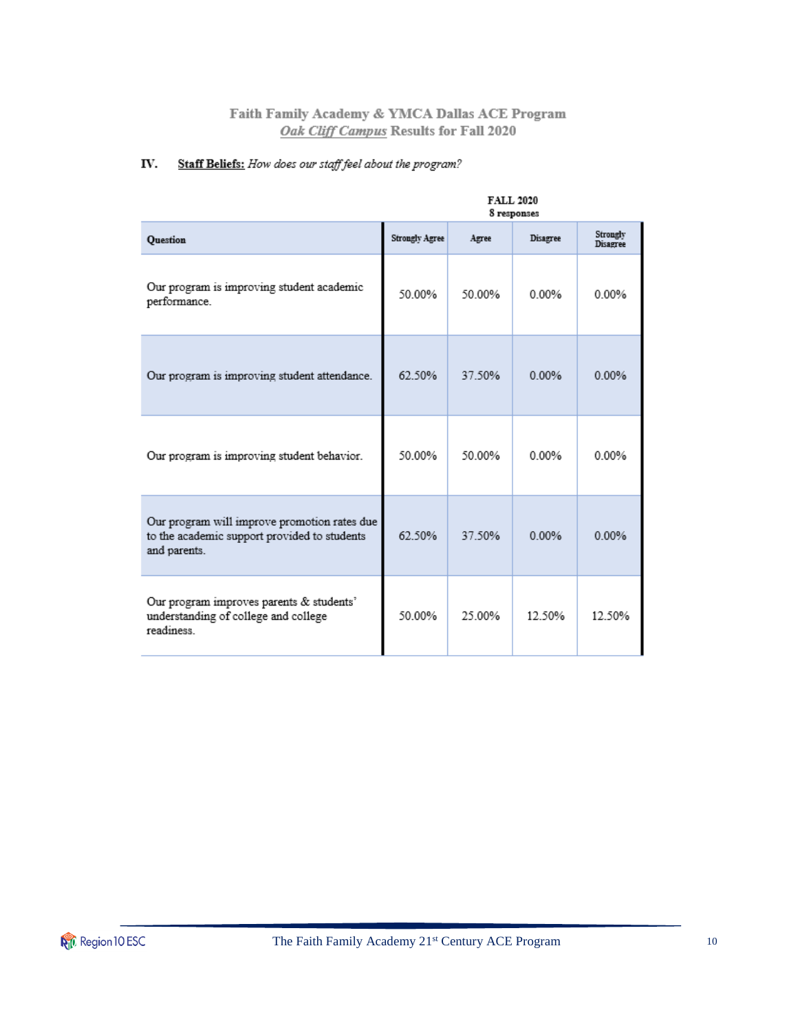Faith Family Academy & YMCA Dallas ACE Program
*Oak Cliff Campus* Results for Fall 2020

## IV. Staff Beliefs: *How does our staff feel about the program?*

| | FALL 2020 8 responses | | | |
|---|---|---|---|---|
| Question | Strongly Agree | Agree | Disagree | Strongly Disagree |
| Our program is improving student academic performance. | 50.00% | 50.00% | 0.00% | 0.00% |
| Our program is improving student attendance. | 62.50% | 37.50% | 0.00% | 0.00% |
| Our program is improving student behavior. | 50.00% | 50.00% | 0.00% | 0.00% |
| Our program will improve promotion rates due to the academic support provided to students and parents. | 62.50% | 37.50% | 0.00% | 0.00% |
| Our program improves parents & students' understanding of college and college readiness. | 50.00% | 25.00% | 12.50% | 12.50% |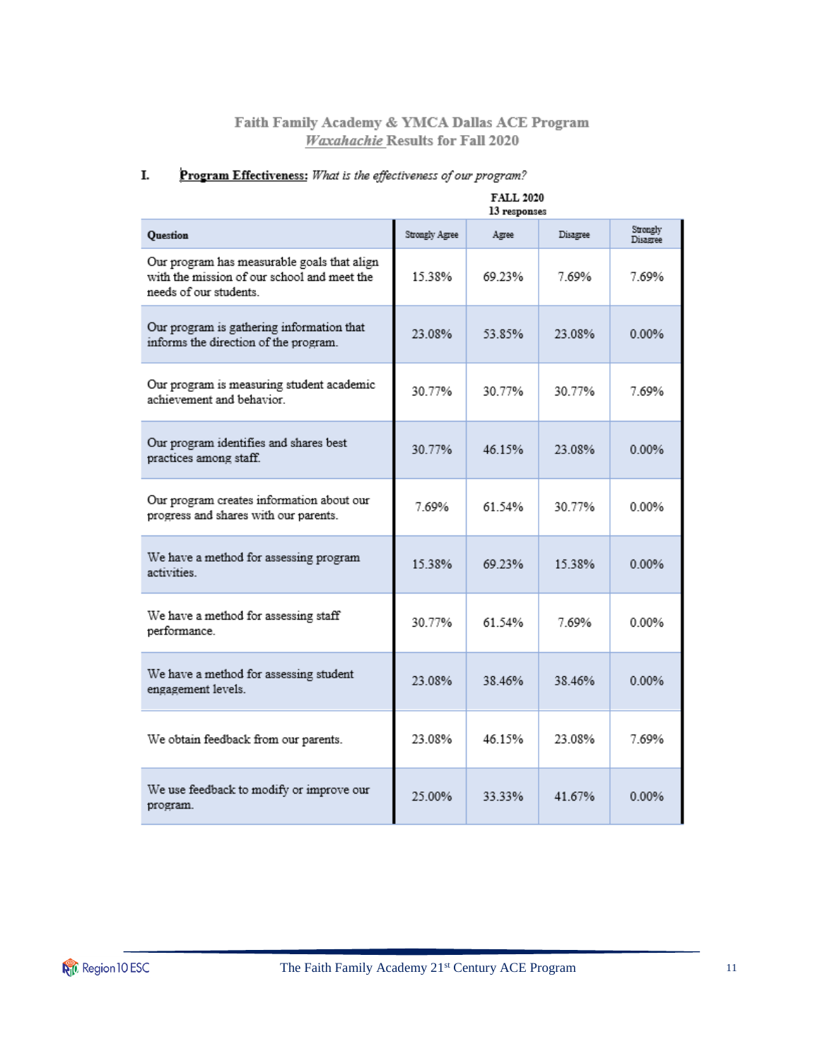# Faith Family Academy & YMCA Dallas ACE Program
## *Waxahachie* Results for Fall 2020

## I. **Program Effectiveness:** *What is the effectiveness of our program?*

| Question | FALL 2020 13 responses | | | |
|---|---|---|---|---|
| | Strongly Agree | Agree | Disagree | Strongly Disagree |
| Our program has measurable goals that align with the mission of our school and meet the needs of our students. | 15.38% | 69.23% | 7.69% | 7.69% |
| Our program is gathering information that informs the direction of the program. | 23.08% | 53.85% | 23.08% | 0.00% |
| Our program is measuring student academic achievement and behavior. | 30.77% | 30.77% | 30.77% | 7.69% |
| Our program identifies and shares best practices among staff. | 30.77% | 46.15% | 23.08% | 0.00% |
| Our program creates information about our progress and shares with our parents. | 7.69% | 61.54% | 30.77% | 0.00% |
| We have a method for assessing program activities. | 15.38% | 69.23% | 15.38% | 0.00% |
| We have a method for assessing staff performance. | 30.77% | 61.54% | 7.69% | 0.00% |
| We have a method for assessing student engagement levels. | 23.08% | 38.46% | 38.46% | 0.00% |
| We obtain feedback from our parents. | 23.08% | 46.15% | 23.08% | 7.69% |
| We use feedback to modify or improve our program. | 25.00% | 33.33% | 41.67% | 0.00% |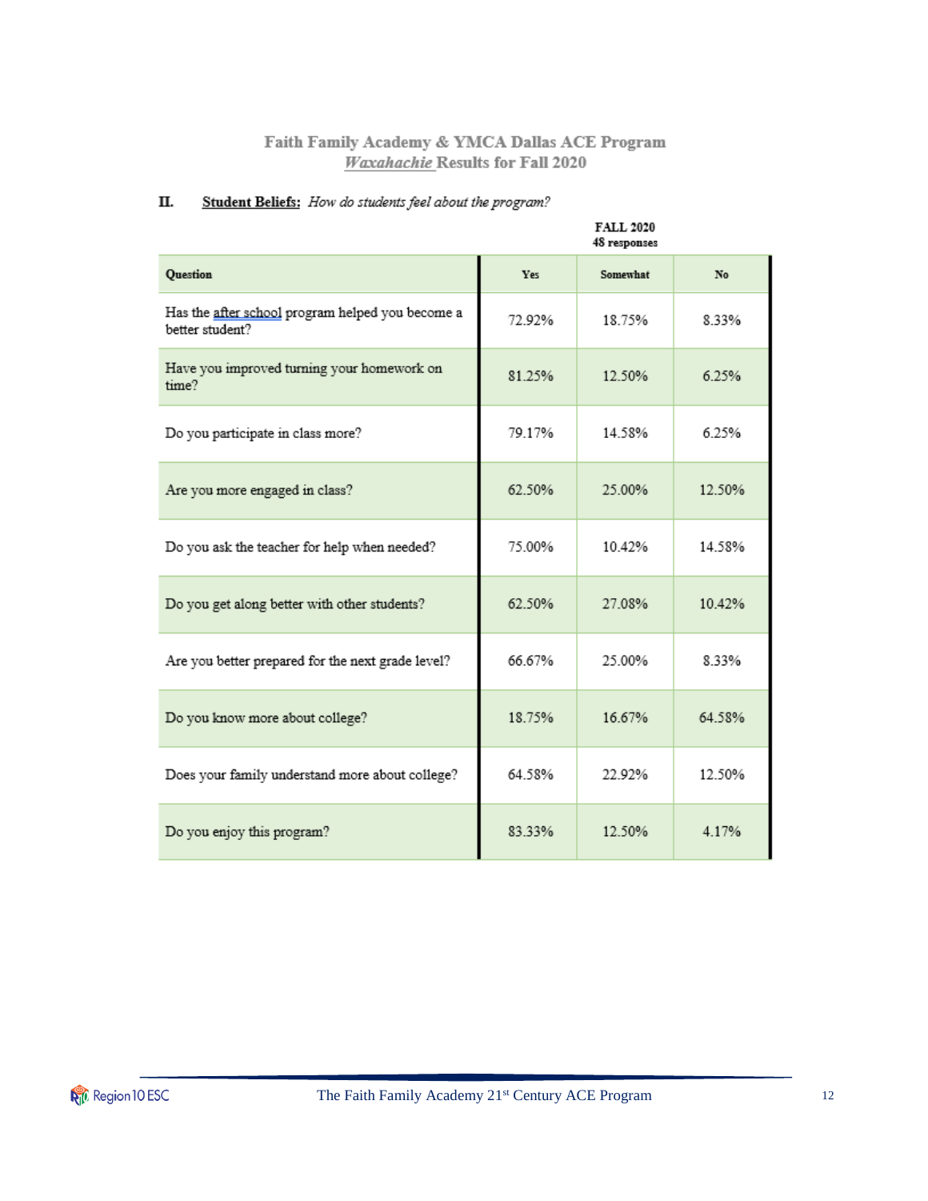# Faith Family Academy & YMCA Dallas ACE Program
## *Waxahachie* Results for Fall 2020

### II. **Student Beliefs:** *How do students feel about the program?*

| Question | FALL 2020<br>48 responses | | |
|---|---|---|---|
| | Yes | Somewhat | No |
| Has the after school program helped you become a better student? | 72.92% | 18.75% | 8.33% |
| Have you improved turning your homework on time? | 81.25% | 12.50% | 6.25% |
| Do you participate in class more? | 79.17% | 14.58% | 6.25% |
| Are you more engaged in class? | 62.50% | 25.00% | 12.50% |
| Do you ask the teacher for help when needed? | 75.00% | 10.42% | 14.58% |
| Do you get along better with other students? | 62.50% | 27.08% | 10.42% |
| Are you better prepared for the next grade level? | 66.67% | 25.00% | 8.33% |
| Do you know more about college? | 18.75% | 16.67% | 64.58% |
| Does your family understand more about college? | 64.58% | 22.92% | 12.50% |
| Do you enjoy this program? | 83.33% | 12.50% | 4.17% |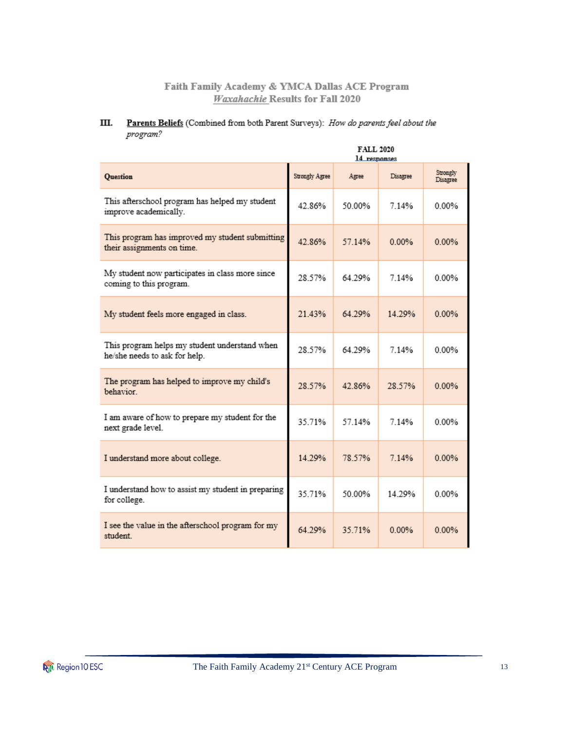## Faith Family Academy & YMCA Dallas ACE Program
## *Waxahachie* Results for Fall 2020

**III. Parents Beliefs** (Combined from both Parent Surveys): *How do parents feel about the program?*

| Question | Strongly Agree | Agree | Disagree | Strongly Disagree |
|---|---|---|---|---|
| | **FALL 2020** 14 responses | | | |
| This afterschool program has helped my student improve academically. | 42.86% | 50.00% | 7.14% | 0.00% |
| This program has improved my student submitting their assignments on time. | 42.86% | 57.14% | 0.00% | 0.00% |
| My student now participates in class more since coming to this program. | 28.57% | 64.29% | 7.14% | 0.00% |
| My student feels more engaged in class. | 21.43% | 64.29% | 14.29% | 0.00% |
| This program helps my student understand when he/she needs to ask for help. | 28.57% | 64.29% | 7.14% | 0.00% |
| The program has helped to improve my child's behavior. | 28.57% | 42.86% | 28.57% | 0.00% |
| I am aware of how to prepare my student for the next grade level. | 35.71% | 57.14% | 7.14% | 0.00% |
| I understand more about college. | 14.29% | 78.57% | 7.14% | 0.00% |
| I understand how to assist my student in preparing for college. | 35.71% | 50.00% | 14.29% | 0.00% |
| I see the value in the afterschool program for my student. | 64.29% | 35.71% | 0.00% | 0.00% |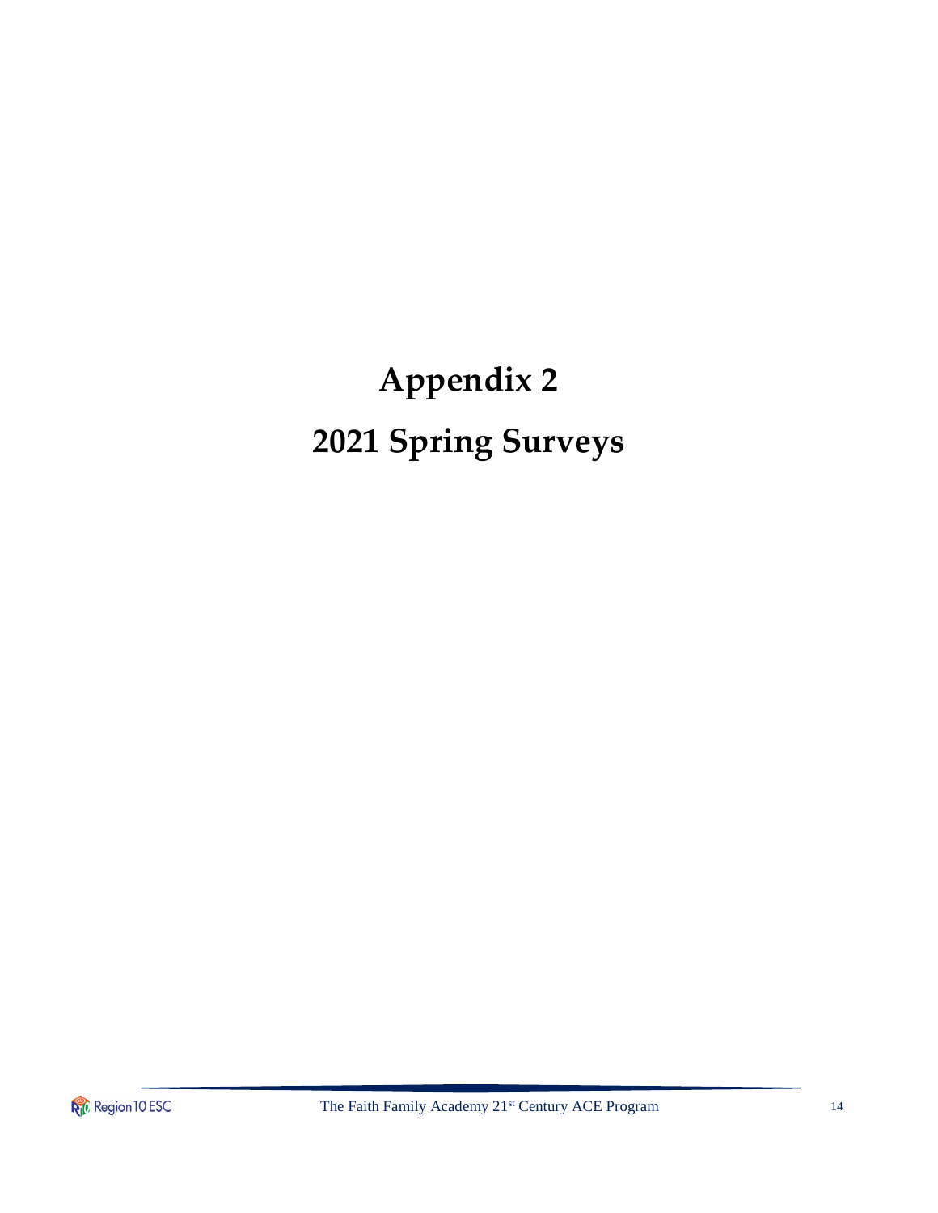# Appendix 2

# 2021 Spring Surveys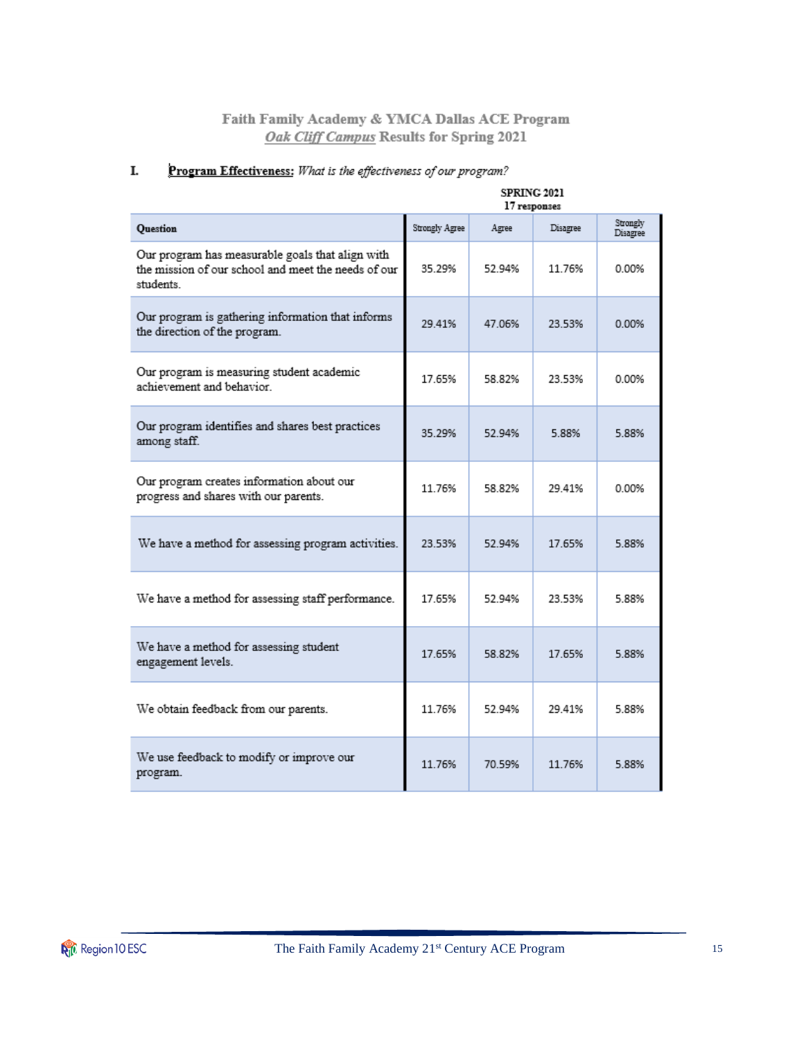**Faith Family Academy & YMCA Dallas ACE Program**
***Oak Cliff Campus* Results for Spring 2021**

## I. Program Effectiveness: *What is the effectiveness of our program?*

| | SPRING 2021 17 responses | | | |
|---|---|---|---|---|
| **Question** | Strongly Agree | Agree | Disagree | Strongly Disagree |
| Our program has measurable goals that align with the mission of our school and meet the needs of our students. | 35.29% | 52.94% | 11.76% | 0.00% |
| Our program is gathering information that informs the direction of the program. | 29.41% | 47.06% | 23.53% | 0.00% |
| Our program is measuring student academic achievement and behavior. | 17.65% | 58.82% | 23.53% | 0.00% |
| Our program identifies and shares best practices among staff. | 35.29% | 52.94% | 5.88% | 5.88% |
| Our program creates information about our progress and shares with our parents. | 11.76% | 58.82% | 29.41% | 0.00% |
| We have a method for assessing program activities. | 23.53% | 52.94% | 17.65% | 5.88% |
| We have a method for assessing staff performance. | 17.65% | 52.94% | 23.53% | 5.88% |
| We have a method for assessing student engagement levels. | 17.65% | 58.82% | 17.65% | 5.88% |
| We obtain feedback from our parents. | 11.76% | 52.94% | 29.41% | 5.88% |
| We use feedback to modify or improve our program. | 11.76% | 70.59% | 11.76% | 5.88% |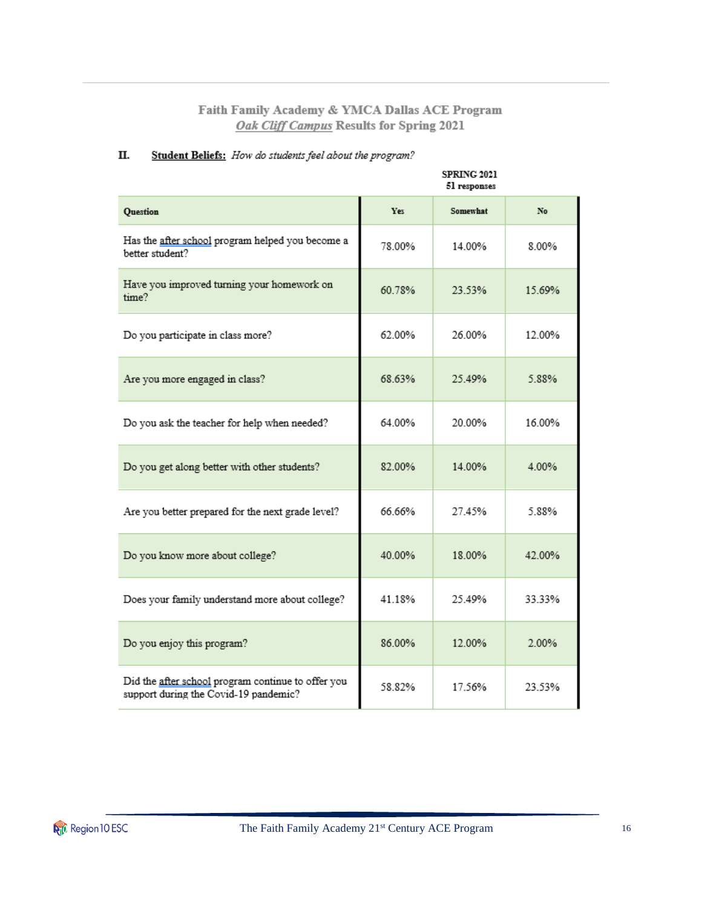## Faith Family Academy & YMCA Dallas ACE Program
## *Oak Cliff Campus* Results for Spring 2021

### II. Student Beliefs: *How do students feel about the program?*

| | SPRING 2021 51 responses | | |
|---|---|---|---|
| **Question** | **Yes** | **Somewhat** | **No** |
| Has the after school program helped you become a better student? | 78.00% | 14.00% | 8.00% |
| Have you improved turning your homework on time? | 60.78% | 23.53% | 15.69% |
| Do you participate in class more? | 62.00% | 26.00% | 12.00% |
| Are you more engaged in class? | 68.63% | 25.49% | 5.88% |
| Do you ask the teacher for help when needed? | 64.00% | 20.00% | 16.00% |
| Do you get along better with other students? | 82.00% | 14.00% | 4.00% |
| Are you better prepared for the next grade level? | 66.66% | 27.45% | 5.88% |
| Do you know more about college? | 40.00% | 18.00% | 42.00% |
| Does your family understand more about college? | 41.18% | 25.49% | 33.33% |
| Do you enjoy this program? | 86.00% | 12.00% | 2.00% |
| Did the after school program continue to offer you support during the Covid-19 pandemic? | 58.82% | 17.56% | 23.53% |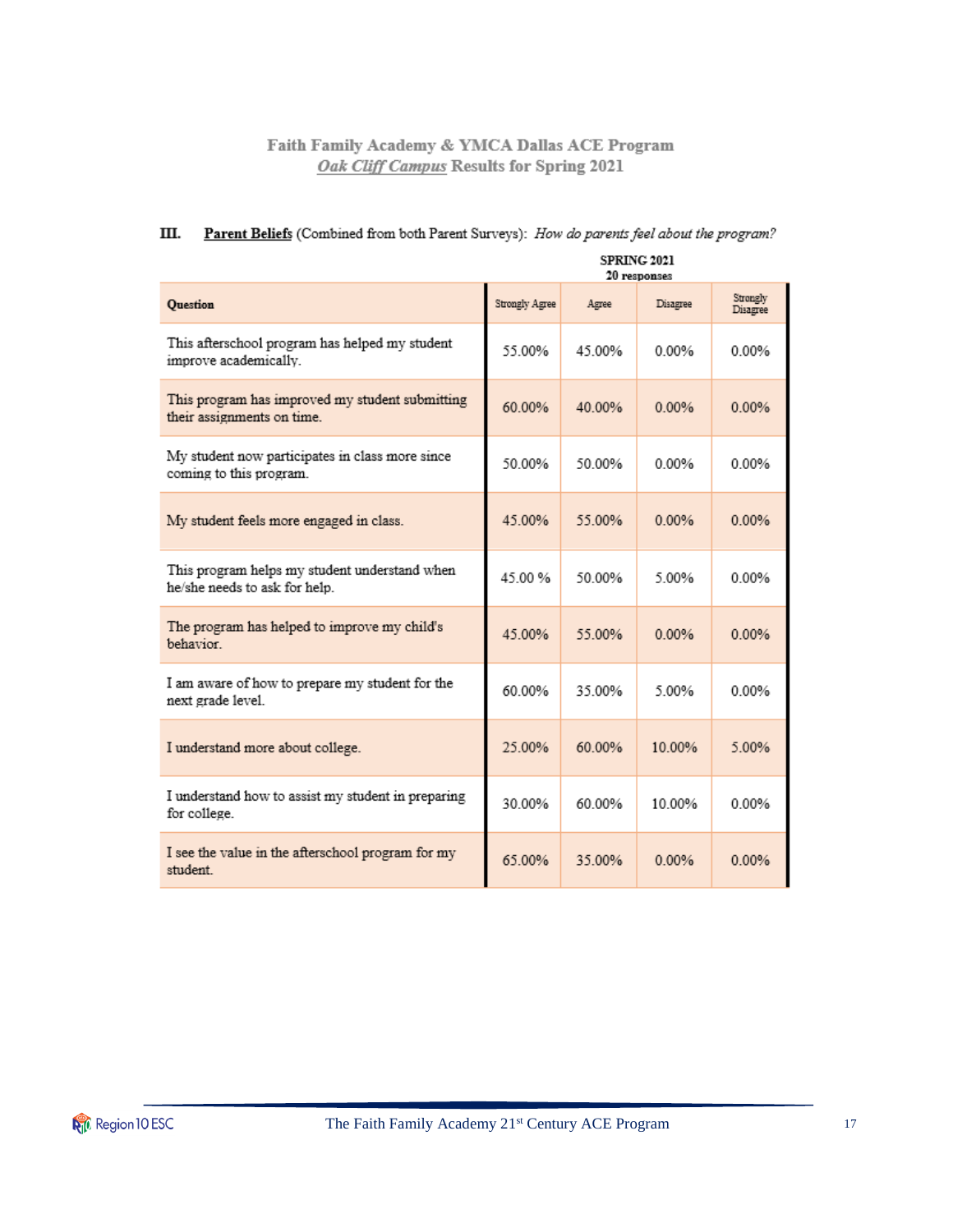# Faith Family Academy & YMCA Dallas ACE Program

## *Oak Cliff Campus* Results for Spring 2021

### III. Parent Beliefs (Combined from both Parent Surveys): *How do parents feel about the program?*

| | SPRING 2021 20 responses | | | |
|---|---|---|---|---|
| **Question** | Strongly Agree | Agree | Disagree | Strongly Disagree |
| This afterschool program has helped my student improve academically. | 55.00% | 45.00% | 0.00% | 0.00% |
| This program has improved my student submitting their assignments on time. | 60.00% | 40.00% | 0.00% | 0.00% |
| My student now participates in class more since coming to this program. | 50.00% | 50.00% | 0.00% | 0.00% |
| My student feels more engaged in class. | 45.00% | 55.00% | 0.00% | 0.00% |
| This program helps my student understand when he/she needs to ask for help. | 45.00 % | 50.00% | 5.00% | 0.00% |
| The program has helped to improve my child's behavior. | 45.00% | 55.00% | 0.00% | 0.00% |
| I am aware of how to prepare my student for the next grade level. | 60.00% | 35.00% | 5.00% | 0.00% |
| I understand more about college. | 25.00% | 60.00% | 10.00% | 5.00% |
| I understand how to assist my student in preparing for college. | 30.00% | 60.00% | 10.00% | 0.00% |
| I see the value in the afterschool program for my student. | 65.00% | 35.00% | 0.00% | 0.00% |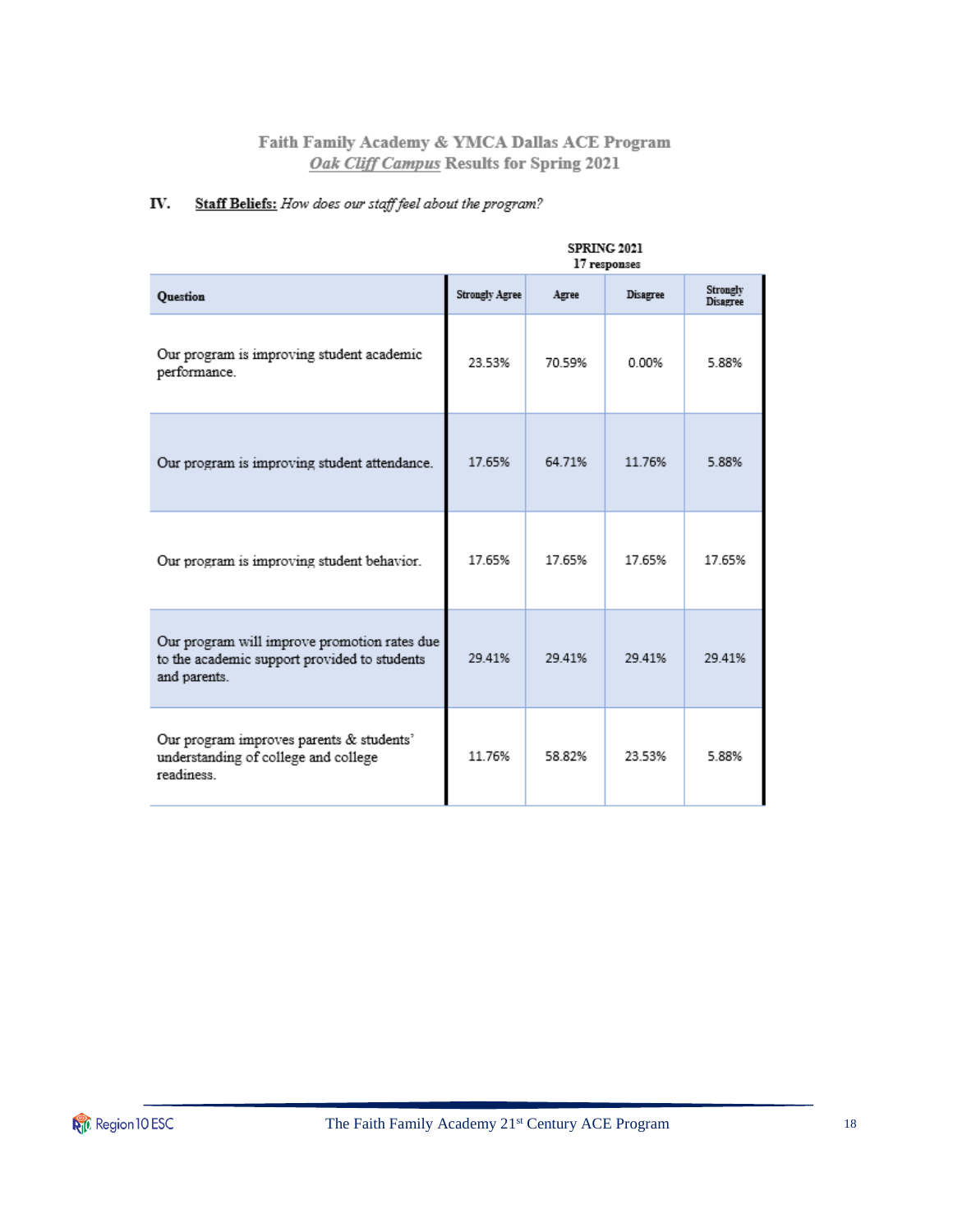# Faith Family Academy & YMCA Dallas ACE Program
## *Oak Cliff Campus* Results for Spring 2021

### IV. **Staff Beliefs:** *How does our staff feel about the program?*

| | SPRING 2021 17 responses | | | |
|---|---|---|---|---|
| **Question** | **Strongly Agree** | **Agree** | **Disagree** | **Strongly Disagree** |
| Our program is improving student academic performance. | 23.53% | 70.59% | 0.00% | 5.88% |
| Our program is improving student attendance. | 17.65% | 64.71% | 11.76% | 5.88% |
| Our program is improving student behavior. | 17.65% | 17.65% | 17.65% | 17.65% |
| Our program will improve promotion rates due to the academic support provided to students and parents. | 29.41% | 29.41% | 29.41% | 29.41% |
| Our program improves parents & students' understanding of college and college readiness. | 11.76% | 58.82% | 23.53% | 5.88% |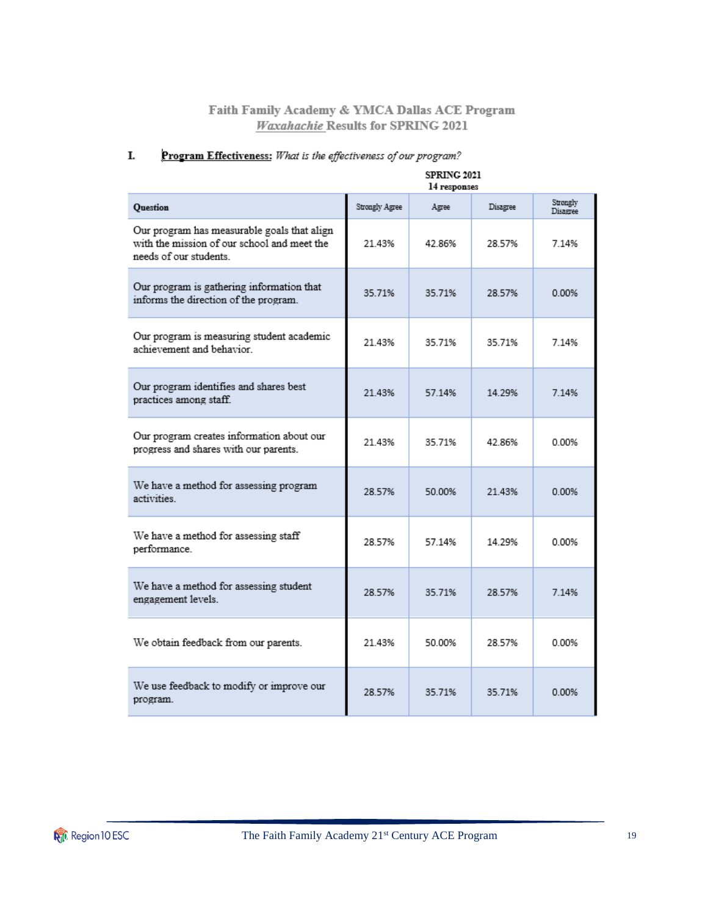## Faith Family Academy & YMCA Dallas ACE Program
## *Waxahachie* Results for SPRING 2021

### I. Program Effectiveness: *What is the effectiveness of our program?*

| Question | SPRING 2021 14 responses | | | |
|---|---|---|---|---|
| | Strongly Agree | Agree | Disagree | Strongly Disagree |
| Our program has measurable goals that align with the mission of our school and meet the needs of our students. | 21.43% | 42.86% | 28.57% | 7.14% |
| Our program is gathering information that informs the direction of the program. | 35.71% | 35.71% | 28.57% | 0.00% |
| Our program is measuring student academic achievement and behavior. | 21.43% | 35.71% | 35.71% | 7.14% |
| Our program identifies and shares best practices among staff. | 21.43% | 57.14% | 14.29% | 7.14% |
| Our program creates information about our progress and shares with our parents. | 21.43% | 35.71% | 42.86% | 0.00% |
| We have a method for assessing program activities. | 28.57% | 50.00% | 21.43% | 0.00% |
| We have a method for assessing staff performance. | 28.57% | 57.14% | 14.29% | 0.00% |
| We have a method for assessing student engagement levels. | 28.57% | 35.71% | 28.57% | 7.14% |
| We obtain feedback from our parents. | 21.43% | 50.00% | 28.57% | 0.00% |
| We use feedback to modify or improve our program. | 28.57% | 35.71% | 35.71% | 0.00% |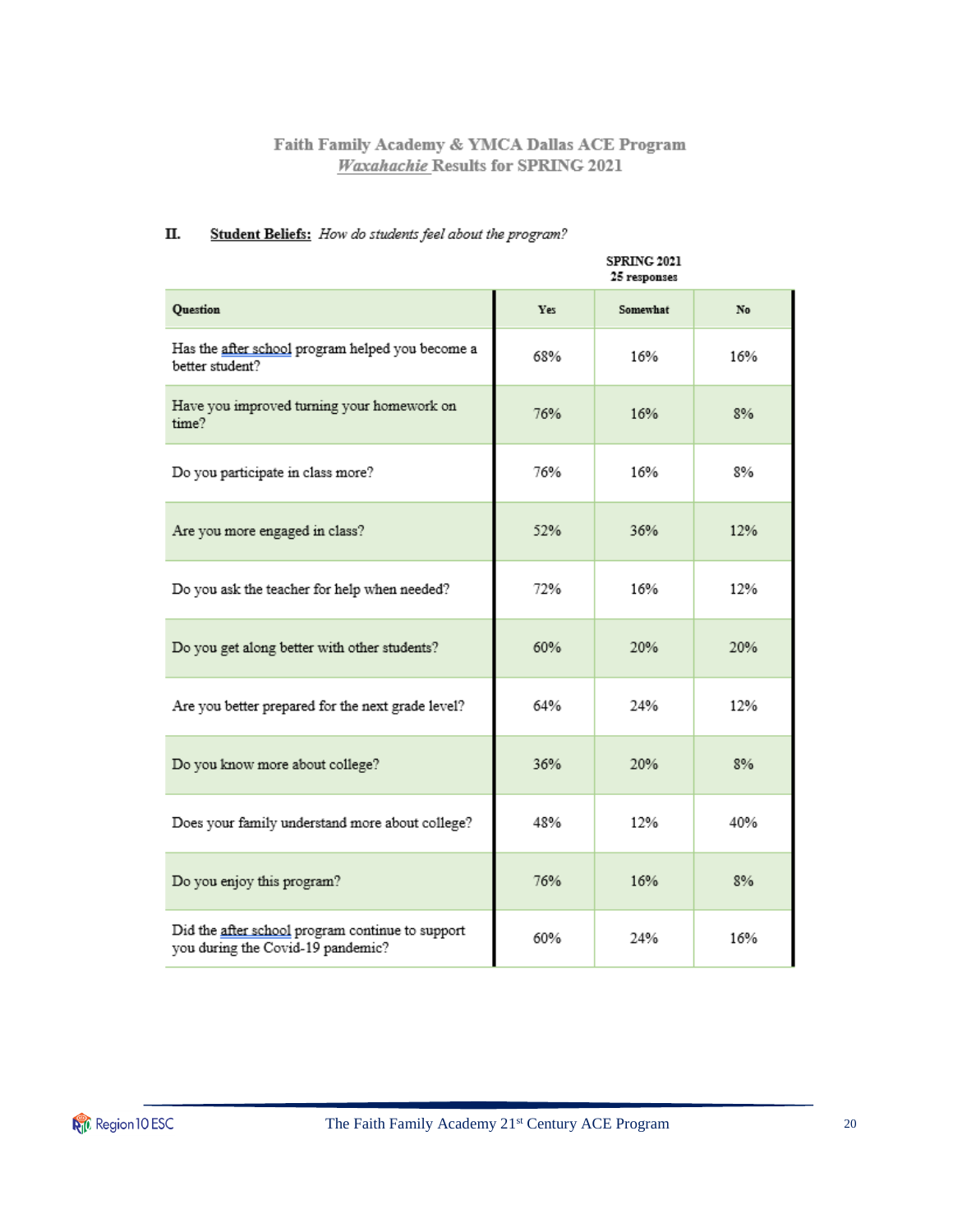Faith Family Academy & YMCA Dallas ACE Program
*Waxahachie* Results for SPRING 2021

## II. Student Beliefs: *How do students feel about the program?*

| | SPRING 2021 25 responses | | |
|---|---|---|---|
| **Question** | **Yes** | **Somewhat** | **No** |
| Has the after school program helped you become a better student? | 68% | 16% | 16% |
| Have you improved turning your homework on time? | 76% | 16% | 8% |
| Do you participate in class more? | 76% | 16% | 8% |
| Are you more engaged in class? | 52% | 36% | 12% |
| Do you ask the teacher for help when needed? | 72% | 16% | 12% |
| Do you get along better with other students? | 60% | 20% | 20% |
| Are you better prepared for the next grade level? | 64% | 24% | 12% |
| Do you know more about college? | 36% | 20% | 8% |
| Does your family understand more about college? | 48% | 12% | 40% |
| Do you enjoy this program? | 76% | 16% | 8% |
| Did the after school program continue to support you during the Covid-19 pandemic? | 60% | 24% | 16% |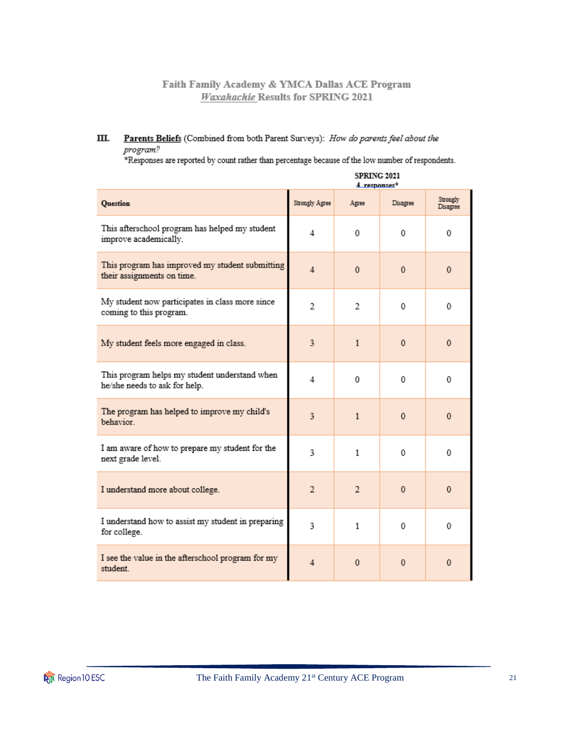# Faith Family Academy & YMCA Dallas ACE Program
## *Waxahachie* Results for SPRING 2021

### III. Parents Beliefs (Combined from both Parent Surveys): *How do parents feel about the program?*

*Responses are reported by count rather than percentage because of the low number of respondents.

| Question | SPRING 2021 4 responses* Strongly Agree | Agree | Disagree | Strongly Disagree |
|---|---|---|---|---|
| This afterschool program has helped my student improve academically. | 4 | 0 | 0 | 0 |
| This program has improved my student submitting their assignments on time. | 4 | 0 | 0 | 0 |
| My student now participates in class more since coming to this program. | 2 | 2 | 0 | 0 |
| My student feels more engaged in class. | 3 | 1 | 0 | 0 |
| This program helps my student understand when he/she needs to ask for help. | 4 | 0 | 0 | 0 |
| The program has helped to improve my child's behavior. | 3 | 1 | 0 | 0 |
| I am aware of how to prepare my student for the next grade level. | 3 | 1 | 0 | 0 |
| I understand more about college. | 2 | 2 | 0 | 0 |
| I understand how to assist my student in preparing for college. | 3 | 1 | 0 | 0 |
| I see the value in the afterschool program for my student. | 4 | 0 | 0 | 0 |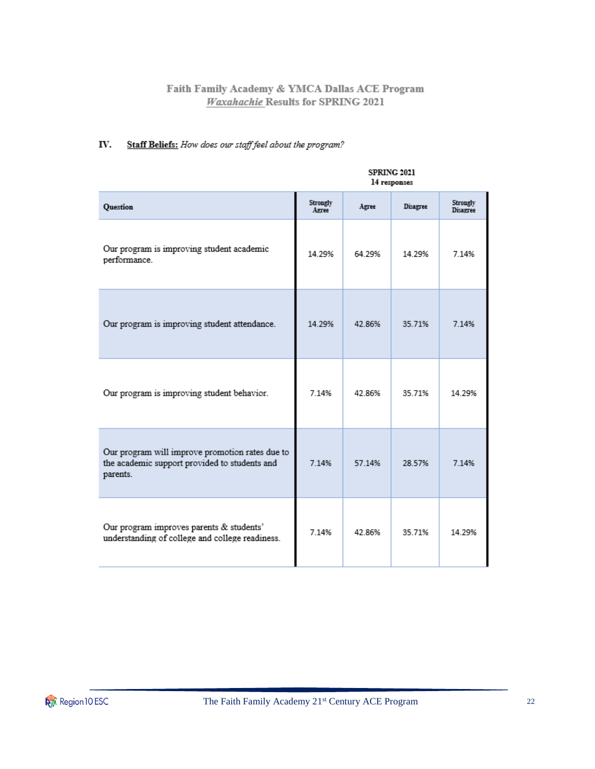# Faith Family Academy & YMCA Dallas ACE Program
## *Waxahachie* Results for SPRING 2021

### IV. **Staff Beliefs:** *How does our staff feel about the program?*

SPRING 2021
14 responses

| Question | Strongly Agree | Agree | Disagree | Strongly Disagree |
|---|---|---|---|---|
| Our program is improving student academic performance. | 14.29% | 64.29% | 14.29% | 7.14% |
| Our program is improving student attendance. | 14.29% | 42.86% | 35.71% | 7.14% |
| Our program is improving student behavior. | 7.14% | 42.86% | 35.71% | 14.29% |
| Our program will improve promotion rates due to the academic support provided to students and parents. | 7.14% | 57.14% | 28.57% | 7.14% |
| Our program improves parents & students' understanding of college and college readiness. | 7.14% | 42.86% | 35.71% | 14.29% |